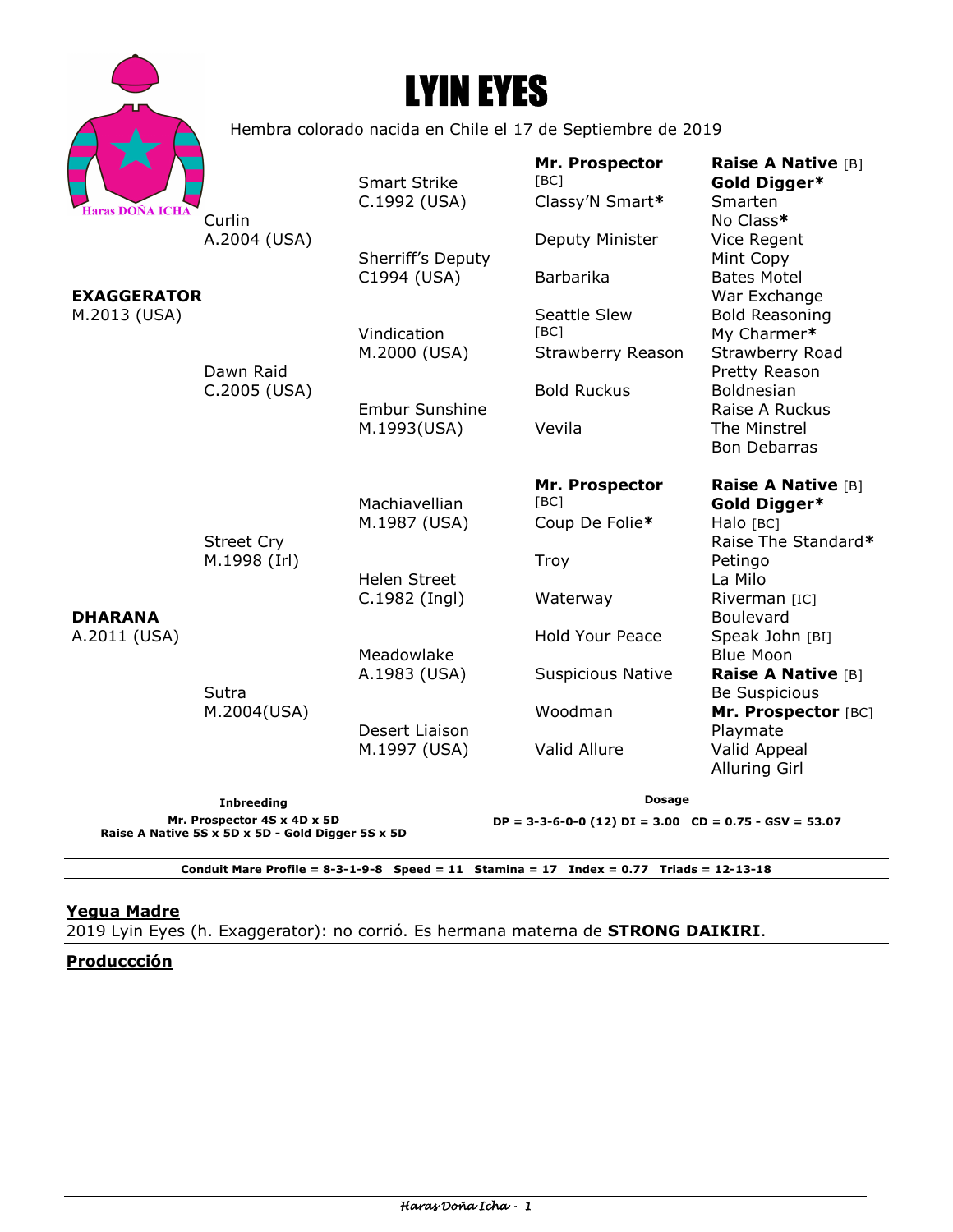# LYIN EYES

Haras DOÑA ICHA

Hembra colorado nacida en Chile el 17 de Septiembre de 2019

| | | | |
|---|---|---|---|
| **EXAGGERATOR** M.2013 (USA) | Curlin A.2004 (USA) | Smart Strike C.1992 (USA) | **Mr. Prospector** [BC] | **Raise A Native** [B] |
| | | | | **Gold Digger*** |
| | | | Classy'N Smart* | Smarten |
| | | | | No Class* |
| | | Sherriff's Deputy C1994 (USA) | Deputy Minister | Vice Regent |
| | | | | Mint Copy |
| | | | Barbarika | Bates Motel |
| | | | | War Exchange |
| | Dawn Raid C.2005 (USA) | Vindication M.2000 (USA) | Seattle Slew [BC] | Bold Reasoning |
| | | | | My Charmer* |
| | | | Strawberry Reason | Strawberry Road |
| | | | | Pretty Reason |
| | | Embur Sunshine M.1993(USA) | Bold Ruckus | Boldnesian |
| | | | | Raise A Ruckus |
| | | | Vevila | The Minstrel |
| | | | | Bon Debarras |
| **DHARANA** A.2011 (USA) | Street Cry M.1998 (Irl) | Machiavellian M.1987 (USA) | **Mr. Prospector** [BC] | **Raise A Native** [B] |
| | | | | **Gold Digger*** |
| | | | Coup De Folie* | Halo [BC] |
| | | | | Raise The Standard* |
| | | Helen Street C.1982 (Ingl) | Troy | Petingo |
| | | | | La Milo |
| | | | Waterway | Riverman [IC] |
| | | | | Boulevard |
| | Sutra M.2004(USA) | Meadowlake A.1983 (USA) | Hold Your Peace | Speak John [BI] |
| | | | | Blue Moon |
| | | | Suspicious Native | **Raise A Native** [B] |
| | | | | Be Suspicious |
| | | Desert Liaison M.1997 (USA) | Woodman | **Mr. Prospector** [BC] |
| | | | | Playmate |
| | | | Valid Allure | Valid Appeal |
| | | | | Alluring Girl |

**Inbreeding**
**Mr. Prospector 4S x 4D x 5D**
**Raise A Native 5S x 5D x 5D - Gold Digger 5S x 5D**

**Dosage**
**DP = 3-3-6-0-0 (12) DI = 3.00 CD = 0.75 - GSV = 53.07**

**Conduit Mare Profile = 8-3-1-9-8 Speed = 11 Stamina = 17 Index = 0.77 Triads = 12-13-18**

## Yegua Madre

2019 Lyin Eyes (h. Exaggerator): no corrió. Es hermana materna de **STRONG DAIKIRI**.

## Produccción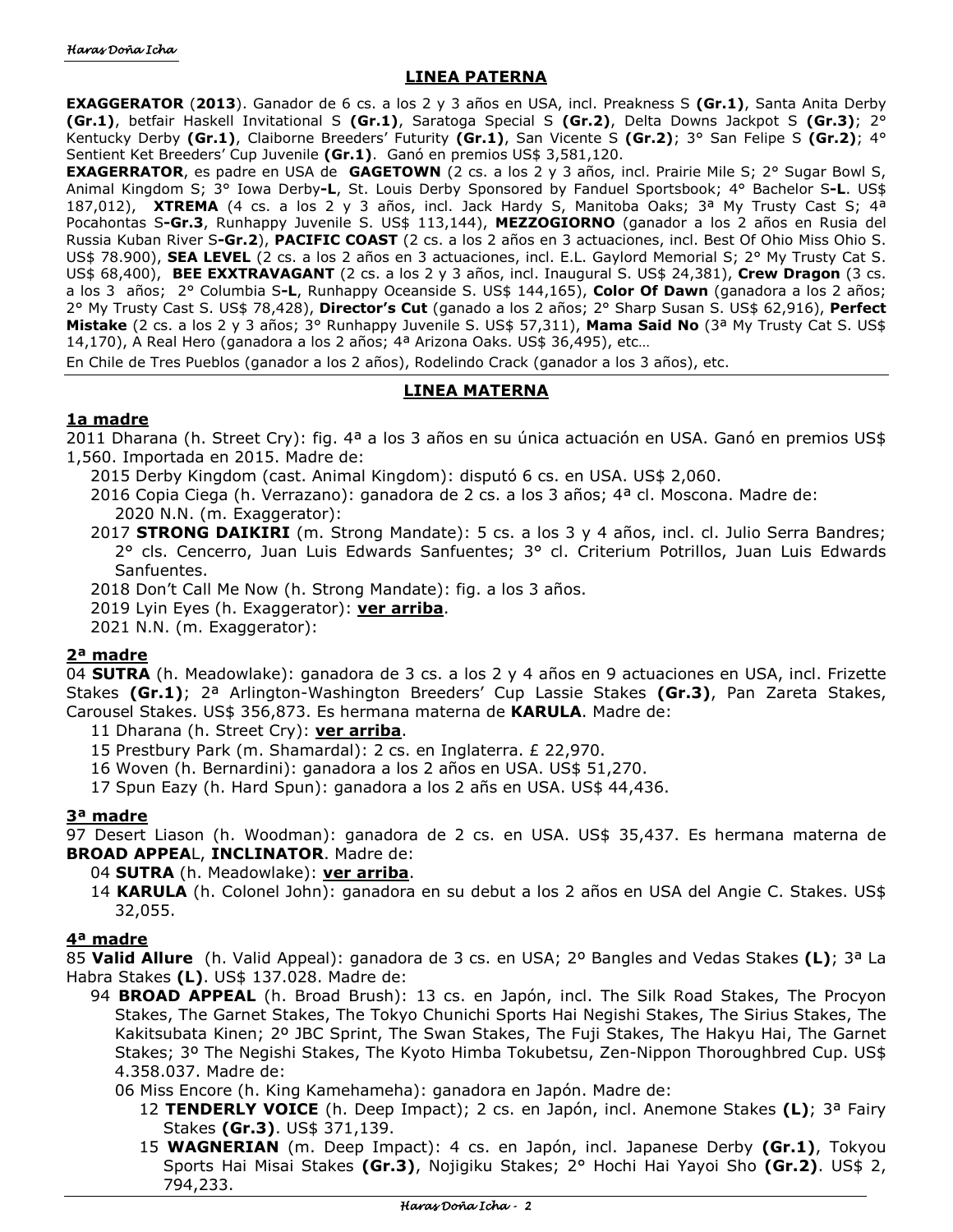## LINEA PATERNA

**EXAGGERATOR** (**2013**). Ganador de 6 cs. a los 2 y 3 años en USA, incl. Preakness S **(Gr.1)**, Santa Anita Derby **(Gr.1)**, betfair Haskell Invitational S **(Gr.1)**, Saratoga Special S **(Gr.2)**, Delta Downs Jackpot S **(Gr.3)**; 2° Kentucky Derby **(Gr.1)**, Claiborne Breeders' Futurity **(Gr.1)**, San Vicente S **(Gr.2)**; 3° San Felipe S **(Gr.2)**; 4° Sentient Ket Breeders' Cup Juvenile **(Gr.1)**. Ganó en premios US$ 3,581,120.

**EXAGERRATOR**, es padre en USA de **GAGETOWN** (2 cs. a los 2 y 3 años, incl. Prairie Mile S; 2° Sugar Bowl S, Animal Kingdom S; 3° Iowa Derby**-L**, St. Louis Derby Sponsored by Fanduel Sportsbook; 4° Bachelor S**-L**. US$ 187,012), **XTREMA** (4 cs. a los 2 y 3 años, incl. Jack Hardy S, Manitoba Oaks; 3ª My Trusty Cast S; 4ª Pocahontas S**-Gr.3**, Runhappy Juvenile S. US$ 113,144), **MEZZOGIORNO** (ganador a los 2 años en Rusia del Russia Kuban River S**-Gr.2**), **PACIFIC COAST** (2 cs. a los 2 años en 3 actuaciones, incl. Best Of Ohio Miss Ohio S. US$ 78.900), **SEA LEVEL** (2 cs. a los 2 años en 3 actuaciones, incl. E.L. Gaylord Memorial S; 2° My Trusty Cat S. US$ 68,400), **BEE EXXTRAVAGANT** (2 cs. a los 2 y 3 años, incl. Inaugural S. US$ 24,381), **Crew Dragon** (3 cs. a los 3 años; 2° Columbia S**-L**, Runhappy Oceanside S. US$ 144,165), **Color Of Dawn** (ganadora a los 2 años; 2° My Trusty Cast S. US$ 78,428), **Director's Cut** (ganado a los 2 años; 2° Sharp Susan S. US$ 62,916), **Perfect Mistake** (2 cs. a los 2 y 3 años; 3° Runhappy Juvenile S. US$ 57,311), **Mama Said No** (3ª My Trusty Cat S. US$ 14,170), A Real Hero (ganadora a los 2 años; 4ª Arizona Oaks. US$ 36,495), etc…

En Chile de Tres Pueblos (ganador a los 2 años), Rodelindo Crack (ganador a los 3 años), etc.

## LINEA MATERNA

### 1a madre

2011 Dharana (h. Street Cry): fig. 4ª a los 3 años en su única actuación en USA. Ganó en premios US$ 1,560. Importada en 2015. Madre de:

- 2015 Derby Kingdom (cast. Animal Kingdom): disputó 6 cs. en USA. US$ 2,060.
- 2016 Copia Ciega (h. Verrazano): ganadora de 2 cs. a los 3 años; 4ª cl. Moscona. Madre de:
  - 2020 N.N. (m. Exaggerator):
- 2017 **STRONG DAIKIRI** (m. Strong Mandate): 5 cs. a los 3 y 4 años, incl. cl. Julio Serra Bandres; 2° cls. Cencerro, Juan Luis Edwards Sanfuentes; 3° cl. Criterium Potrillos, Juan Luis Edwards Sanfuentes.
- 2018 Don't Call Me Now (h. Strong Mandate): fig. a los 3 años.
- 2019 Lyin Eyes (h. Exaggerator): **ver arriba**.
- 2021 N.N. (m. Exaggerator):

### 2ª madre

04 **SUTRA** (h. Meadowlake): ganadora de 3 cs. a los 2 y 4 años en 9 actuaciones en USA, incl. Frizette Stakes **(Gr.1)**; 2ª Arlington-Washington Breeders' Cup Lassie Stakes **(Gr.3)**, Pan Zareta Stakes, Carousel Stakes. US$ 356,873. Es hermana materna de **KARULA**. Madre de:

- 11 Dharana (h. Street Cry): **ver arriba**.
- 15 Prestbury Park (m. Shamardal): 2 cs. en Inglaterra. £ 22,970.
- 16 Woven (h. Bernardini): ganadora a los 2 años en USA. US$ 51,270.
- 17 Spun Eazy (h. Hard Spun): ganadora a los 2 añs en USA. US$ 44,436.

### 3ª madre

97 Desert Liason (h. Woodman): ganadora de 2 cs. en USA. US$ 35,437. Es hermana materna de **BROAD APPEA**L, **INCLINATOR**. Madre de:

- 04 **SUTRA** (h. Meadowlake): **ver arriba**.
- 14 **KARULA** (h. Colonel John): ganadora en su debut a los 2 años en USA del Angie C. Stakes. US$ 32,055.

### 4ª madre

85 **Valid Allure** (h. Valid Appeal): ganadora de 3 cs. en USA; 2º Bangles and Vedas Stakes **(L)**; 3ª La Habra Stakes **(L)**. US$ 137.028. Madre de:

- 94 **BROAD APPEAL** (h. Broad Brush): 13 cs. en Japón, incl. The Silk Road Stakes, The Procyon Stakes, The Garnet Stakes, The Tokyo Chunichi Sports Hai Negishi Stakes, The Sirius Stakes, The Kakitsubata Kinen; 2º JBC Sprint, The Swan Stakes, The Fuji Stakes, The Hakyu Hai, The Garnet Stakes; 3º The Negishi Stakes, The Kyoto Himba Tokubetsu, Zen-Nippon Thoroughbred Cup. US$ 4.358.037. Madre de:
  - 06 Miss Encore (h. King Kamehameha): ganadora en Japón. Madre de:
    - 12 **TENDERLY VOICE** (h. Deep Impact); 2 cs. en Japón, incl. Anemone Stakes **(L)**; 3ª Fairy Stakes **(Gr.3)**. US$ 371,139.
    - 15 **WAGNERIAN** (m. Deep Impact): 4 cs. en Japón, incl. Japanese Derby **(Gr.1)**, Tokyou Sports Hai Misai Stakes **(Gr.3)**, Nojigiku Stakes; 2° Hochi Hai Yayoi Sho **(Gr.2)**. US$ 2, 794,233.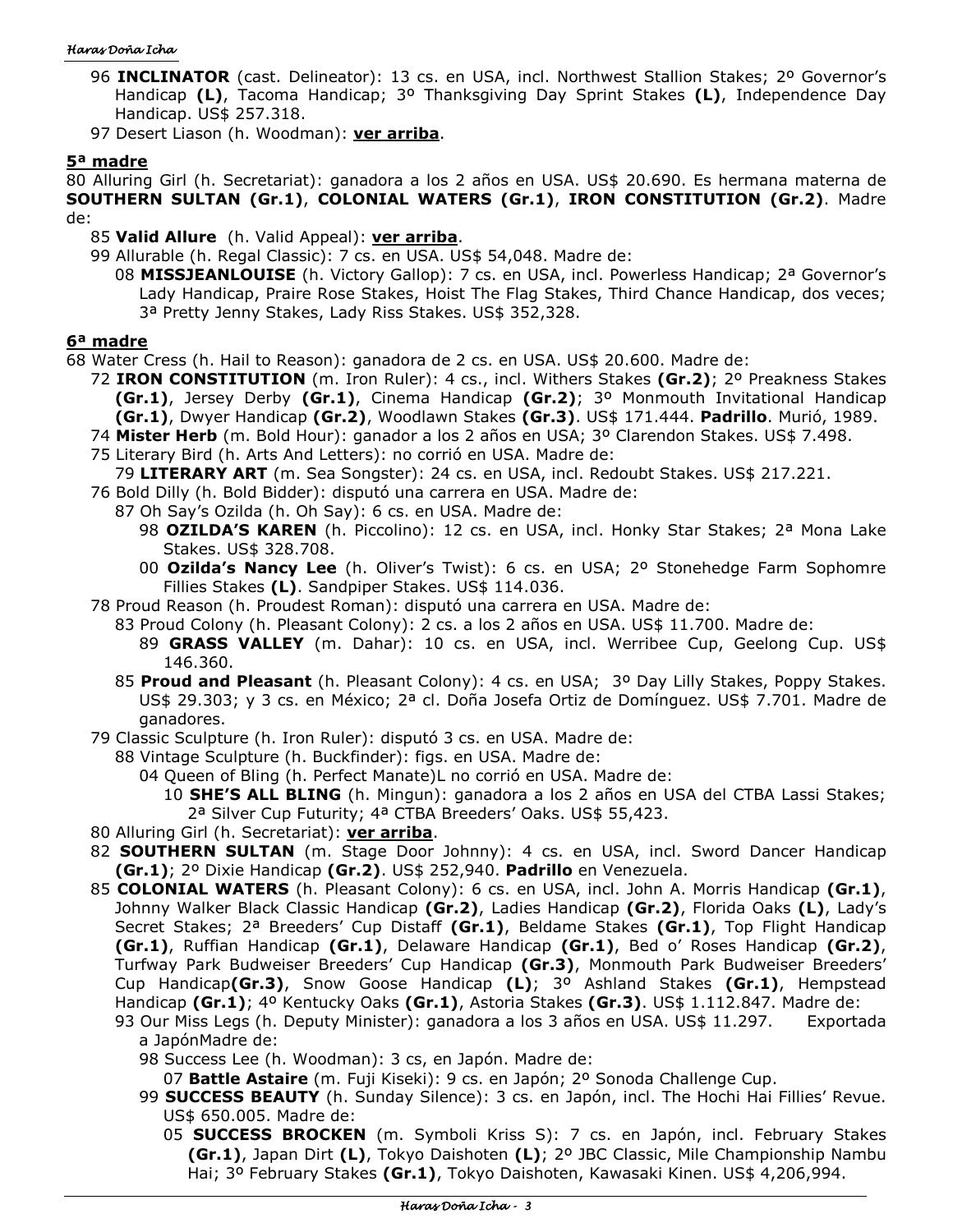96 **INCLINATOR** (cast. Delineator): 13 cs. en USA, incl. Northwest Stallion Stakes; 2º Governor's Handicap **(L)**, Tacoma Handicap; 3º Thanksgiving Day Sprint Stakes **(L)**, Independence Day Handicap. US$ 257.318.

97 Desert Liason (h. Woodman): **ver arriba**.

**5ª madre**

80 Alluring Girl (h. Secretariat): ganadora a los 2 años en USA. US$ 20.690. Es hermana materna de **SOUTHERN SULTAN (Gr.1)**, **COLONIAL WATERS (Gr.1)**, **IRON CONSTITUTION (Gr.2)**. Madre de:

85 **Valid Allure** (h. Valid Appeal): **ver arriba**.

99 Allurable (h. Regal Classic): 7 cs. en USA. US$ 54,048. Madre de:

08 **MISSJEANLOUISE** (h. Victory Gallop): 7 cs. en USA, incl. Powerless Handicap; 2ª Governor's Lady Handicap, Praire Rose Stakes, Hoist The Flag Stakes, Third Chance Handicap, dos veces; 3ª Pretty Jenny Stakes, Lady Riss Stakes. US$ 352,328.

**6ª madre**

68 Water Cress (h. Hail to Reason): ganadora de 2 cs. en USA. US$ 20.600. Madre de:

72 **IRON CONSTITUTION** (m. Iron Ruler): 4 cs., incl. Withers Stakes **(Gr.2)**; 2º Preakness Stakes **(Gr.1)**, Jersey Derby **(Gr.1)**, Cinema Handicap **(Gr.2)**; 3º Monmouth Invitational Handicap **(Gr.1)**, Dwyer Handicap **(Gr.2)**, Woodlawn Stakes **(Gr.3)**. US$ 171.444. **Padrillo**. Murió, 1989.

74 **Mister Herb** (m. Bold Hour): ganador a los 2 años en USA; 3º Clarendon Stakes. US$ 7.498.

75 Literary Bird (h. Arts And Letters): no corrió en USA. Madre de:

79 **LITERARY ART** (m. Sea Songster): 24 cs. en USA, incl. Redoubt Stakes. US$ 217.221.

76 Bold Dilly (h. Bold Bidder): disputó una carrera en USA. Madre de:

87 Oh Say's Ozilda (h. Oh Say): 6 cs. en USA. Madre de:

98 **OZILDA'S KAREN** (h. Piccolino): 12 cs. en USA, incl. Honky Star Stakes; 2ª Mona Lake Stakes. US$ 328.708.

00 **Ozilda's Nancy Lee** (h. Oliver's Twist): 6 cs. en USA; 2º Stonehedge Farm Sophomre Fillies Stakes **(L)**. Sandpiper Stakes. US$ 114.036.

78 Proud Reason (h. Proudest Roman): disputó una carrera en USA. Madre de:

83 Proud Colony (h. Pleasant Colony): 2 cs. a los 2 años en USA. US$ 11.700. Madre de:

89 **GRASS VALLEY** (m. Dahar): 10 cs. en USA, incl. Werribee Cup, Geelong Cup. US$ 146.360.

85 **Proud and Pleasant** (h. Pleasant Colony): 4 cs. en USA; 3º Day Lilly Stakes, Poppy Stakes. US$ 29.303; y 3 cs. en México; 2ª cl. Doña Josefa Ortiz de Domínguez. US$ 7.701. Madre de ganadores.

79 Classic Sculpture (h. Iron Ruler): disputó 3 cs. en USA. Madre de:

88 Vintage Sculpture (h. Buckfinder): figs. en USA. Madre de:

04 Queen of Bling (h. Perfect Manate)L no corrió en USA. Madre de:

10 **SHE'S ALL BLING** (h. Mingun): ganadora a los 2 años en USA del CTBA Lassi Stakes; 2ª Silver Cup Futurity; 4ª CTBA Breeders' Oaks. US$ 55,423.

80 Alluring Girl (h. Secretariat): **ver arriba**.

82 **SOUTHERN SULTAN** (m. Stage Door Johnny): 4 cs. en USA, incl. Sword Dancer Handicap **(Gr.1)**; 2º Dixie Handicap **(Gr.2)**. US$ 252,940. **Padrillo** en Venezuela.

85 **COLONIAL WATERS** (h. Pleasant Colony): 6 cs. en USA, incl. John A. Morris Handicap **(Gr.1)**, Johnny Walker Black Classic Handicap **(Gr.2)**, Ladies Handicap **(Gr.2)**, Florida Oaks **(L)**, Lady's Secret Stakes; 2ª Breeders' Cup Distaff **(Gr.1)**, Beldame Stakes **(Gr.1)**, Top Flight Handicap **(Gr.1)**, Ruffian Handicap **(Gr.1)**, Delaware Handicap **(Gr.1)**, Bed o' Roses Handicap **(Gr.2)**, Turfway Park Budweiser Breeders' Cup Handicap **(Gr.3)**, Monmouth Park Budweiser Breeders' Cup Handicap**(Gr.3)**, Snow Goose Handicap **(L)**; 3º Ashland Stakes **(Gr.1)**, Hempstead Handicap **(Gr.1)**; 4º Kentucky Oaks **(Gr.1)**, Astoria Stakes **(Gr.3)**. US$ 1.112.847. Madre de:

93 Our Miss Legs (h. Deputy Minister): ganadora a los 3 años en USA. US$ 11.297. Exportada a JapónMadre de:

98 Success Lee (h. Woodman): 3 cs, en Japón. Madre de:

07 **Battle Astaire** (m. Fuji Kiseki): 9 cs. en Japón; 2º Sonoda Challenge Cup.

99 **SUCCESS BEAUTY** (h. Sunday Silence): 3 cs. en Japón, incl. The Hochi Hai Fillies' Revue. US$ 650.005. Madre de:

05 **SUCCESS BROCKEN** (m. Symboli Kriss S): 7 cs. en Japón, incl. February Stakes **(Gr.1)**, Japan Dirt **(L)**, Tokyo Daishoten **(L)**; 2º JBC Classic, Mile Championship Nambu Hai; 3º February Stakes **(Gr.1)**, Tokyo Daishoten, Kawasaki Kinen. US$ 4,206,994.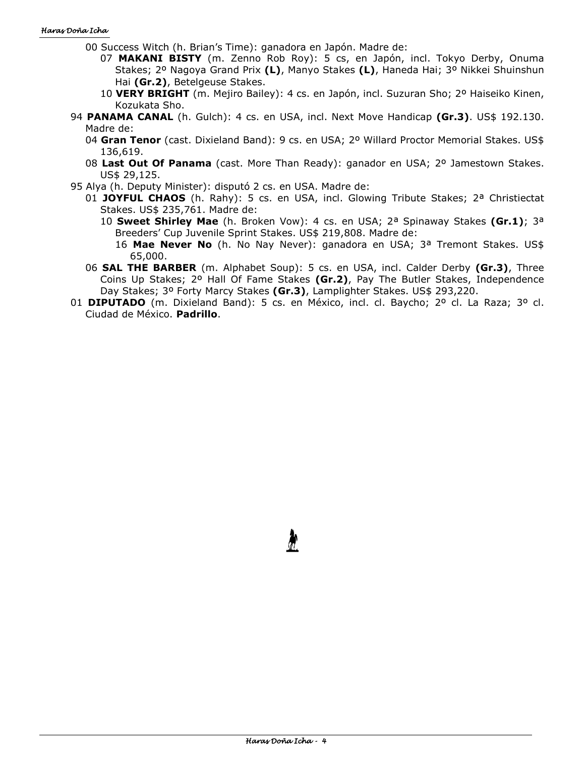00 Success Witch (h. Brian's Time): ganadora en Japón. Madre de:

07 **MAKANI BISTY** (m. Zenno Rob Roy): 5 cs, en Japón, incl. Tokyo Derby, Onuma Stakes; 2º Nagoya Grand Prix **(L)**, Manyo Stakes **(L)**, Haneda Hai; 3º Nikkei Shuinshun Hai **(Gr.2)**, Betelgeuse Stakes.

10 **VERY BRIGHT** (m. Mejiro Bailey): 4 cs. en Japón, incl. Suzuran Sho; 2º Haiseiko Kinen, Kozukata Sho.

94 **PANAMA CANAL** (h. Gulch): 4 cs. en USA, incl. Next Move Handicap **(Gr.3)**. US$ 192.130. Madre de:

04 **Gran Tenor** (cast. Dixieland Band): 9 cs. en USA; 2º Willard Proctor Memorial Stakes. US$ 136,619.

08 **Last Out Of Panama** (cast. More Than Ready): ganador en USA; 2º Jamestown Stakes. US$ 29,125.

95 Alya (h. Deputy Minister): disputó 2 cs. en USA. Madre de:

01 **JOYFUL CHAOS** (h. Rahy): 5 cs. en USA, incl. Glowing Tribute Stakes; 2ª Christiectat Stakes. US$ 235,761. Madre de:

10 **Sweet Shirley Mae** (h. Broken Vow): 4 cs. en USA; 2ª Spinaway Stakes **(Gr.1)**; 3ª Breeders' Cup Juvenile Sprint Stakes. US$ 219,808. Madre de:

16 **Mae Never No** (h. No Nay Never): ganadora en USA; 3ª Tremont Stakes. US$ 65,000.

06 **SAL THE BARBER** (m. Alphabet Soup): 5 cs. en USA, incl. Calder Derby **(Gr.3)**, Three Coins Up Stakes; 2º Hall Of Fame Stakes **(Gr.2)**, Pay The Butler Stakes, Independence Day Stakes; 3º Forty Marcy Stakes **(Gr.3)**, Lamplighter Stakes. US$ 293,220.

01 **DIPUTADO** (m. Dixieland Band): 5 cs. en México, incl. cl. Baycho; 2º cl. La Raza; 3º cl. Ciudad de México. **Padrillo**.